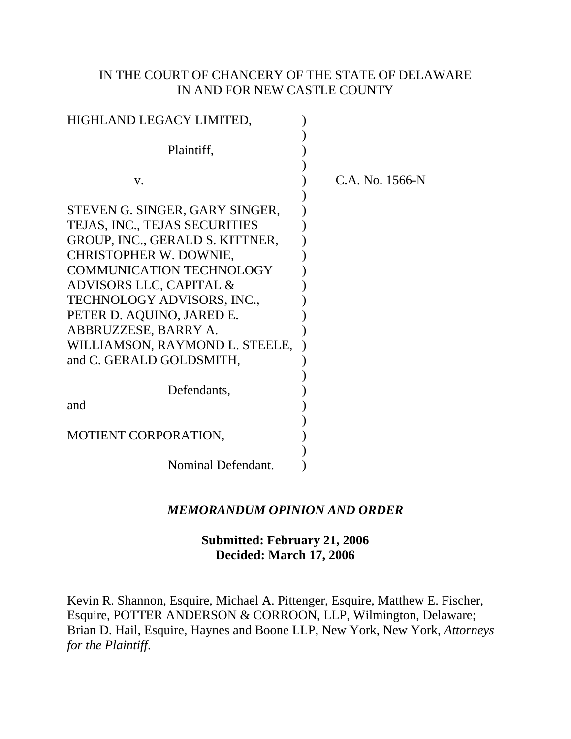IN THE COURT OF CHANCERY OF THE STATE OF DELAWARE
IN AND FOR NEW CASTLE COUNTY

HIGHLAND LEGACY LIMITED,

Plaintiff,

v.

C.A. No. 1566-N

STEVEN G. SINGER, GARY SINGER, TEJAS, INC., TEJAS SECURITIES GROUP, INC., GERALD S. KITTNER, CHRISTOPHER W. DOWNIE, COMMUNICATION TECHNOLOGY ADVISORS LLC, CAPITAL & TECHNOLOGY ADVISORS, INC., PETER D. AQUINO, JARED E. ABBRUZZESE, BARRY A. WILLIAMSON, RAYMOND L. STEELE, and C. GERALD GOLDSMITH,

Defendants,

and

MOTIENT CORPORATION,

Nominal Defendant.

***MEMORANDUM OPINION AND ORDER***

**Submitted: February 21, 2006**
**Decided: March 17, 2006**

Kevin R. Shannon, Esquire, Michael A. Pittenger, Esquire, Matthew E. Fischer, Esquire, POTTER ANDERSON & CORROON, LLP, Wilmington, Delaware; Brian D. Hail, Esquire, Haynes and Boone LLP, New York, New York, *Attorneys for the Plaintiff*.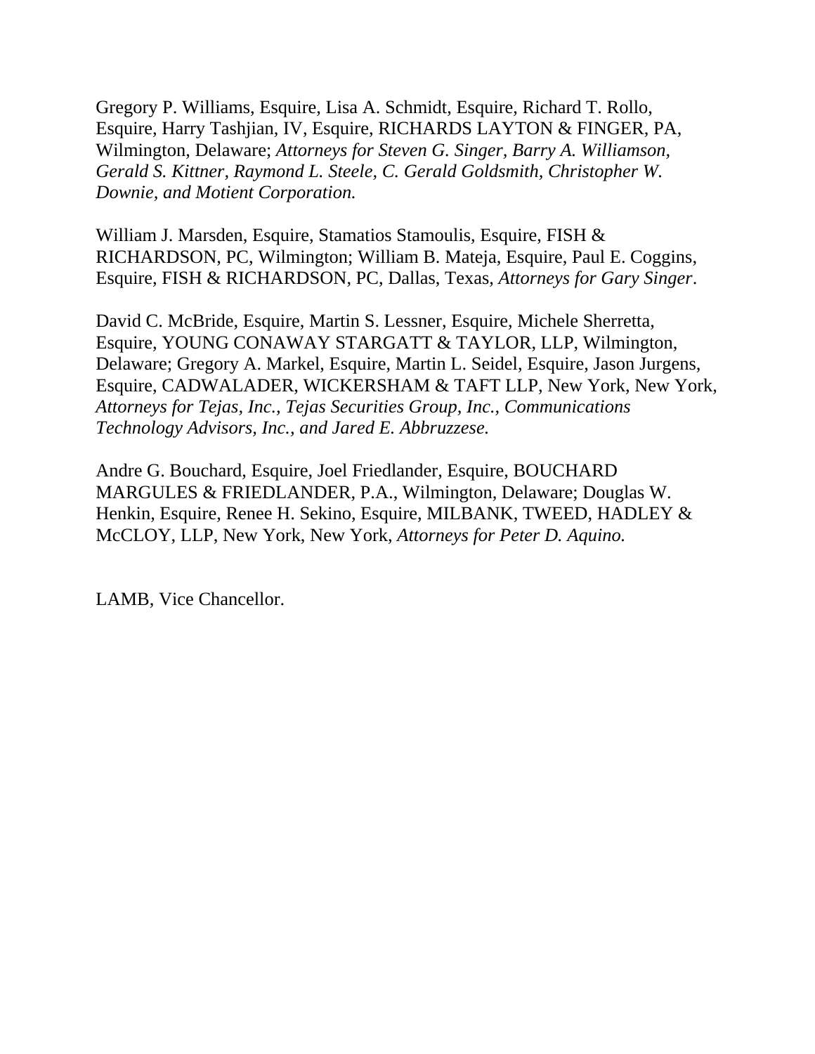Gregory P. Williams, Esquire, Lisa A. Schmidt, Esquire, Richard T. Rollo, Esquire, Harry Tashjian, IV, Esquire, RICHARDS LAYTON & FINGER, PA, Wilmington, Delaware; *Attorneys for Steven G. Singer, Barry A. Williamson, Gerald S. Kittner, Raymond L. Steele, C. Gerald Goldsmith, Christopher W. Downie, and Motient Corporation.*

William J. Marsden, Esquire, Stamatios Stamoulis, Esquire, FISH & RICHARDSON, PC, Wilmington; William B. Mateja, Esquire, Paul E. Coggins, Esquire, FISH & RICHARDSON, PC, Dallas, Texas, *Attorneys for Gary Singer*.

David C. McBride, Esquire, Martin S. Lessner, Esquire, Michele Sherretta, Esquire, YOUNG CONAWAY STARGATT & TAYLOR, LLP, Wilmington, Delaware; Gregory A. Markel, Esquire, Martin L. Seidel, Esquire, Jason Jurgens, Esquire, CADWALADER, WICKERSHAM & TAFT LLP, New York, New York, *Attorneys for Tejas, Inc., Tejas Securities Group, Inc., Communications Technology Advisors, Inc., and Jared E. Abbruzzese.*

Andre G. Bouchard, Esquire, Joel Friedlander, Esquire, BOUCHARD MARGULES & FRIEDLANDER, P.A., Wilmington, Delaware; Douglas W. Henkin, Esquire, Renee H. Sekino, Esquire, MILBANK, TWEED, HADLEY & McCLOY, LLP, New York, New York, *Attorneys for Peter D. Aquino.*

LAMB, Vice Chancellor.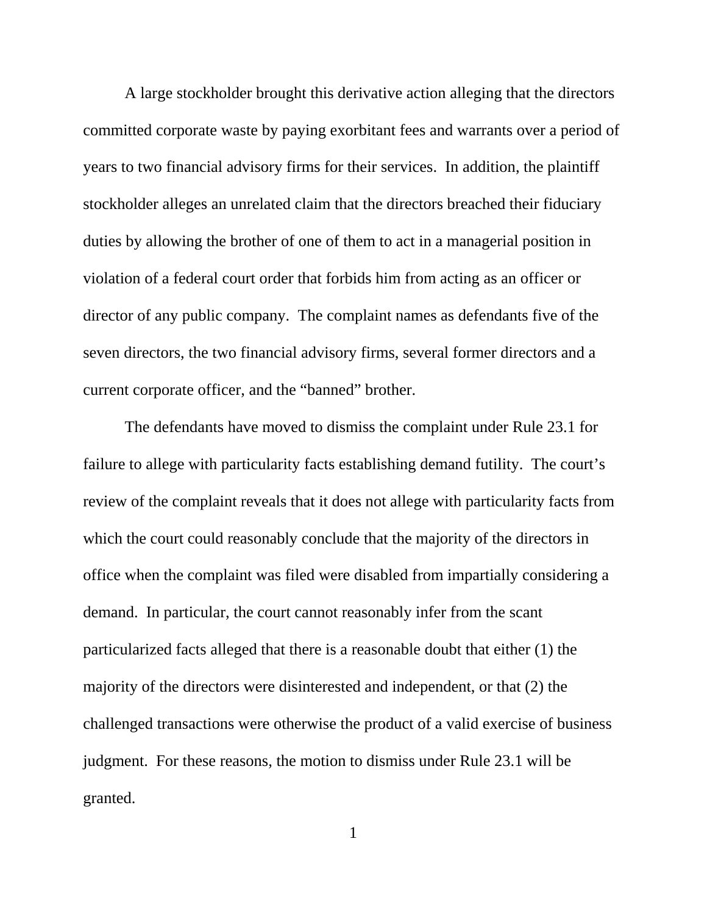A large stockholder brought this derivative action alleging that the directors committed corporate waste by paying exorbitant fees and warrants over a period of years to two financial advisory firms for their services. In addition, the plaintiff stockholder alleges an unrelated claim that the directors breached their fiduciary duties by allowing the brother of one of them to act in a managerial position in violation of a federal court order that forbids him from acting as an officer or director of any public company. The complaint names as defendants five of the seven directors, the two financial advisory firms, several former directors and a current corporate officer, and the "banned" brother.

The defendants have moved to dismiss the complaint under Rule 23.1 for failure to allege with particularity facts establishing demand futility. The court's review of the complaint reveals that it does not allege with particularity facts from which the court could reasonably conclude that the majority of the directors in office when the complaint was filed were disabled from impartially considering a demand. In particular, the court cannot reasonably infer from the scant particularized facts alleged that there is a reasonable doubt that either (1) the majority of the directors were disinterested and independent, or that (2) the challenged transactions were otherwise the product of a valid exercise of business judgment. For these reasons, the motion to dismiss under Rule 23.1 will be granted.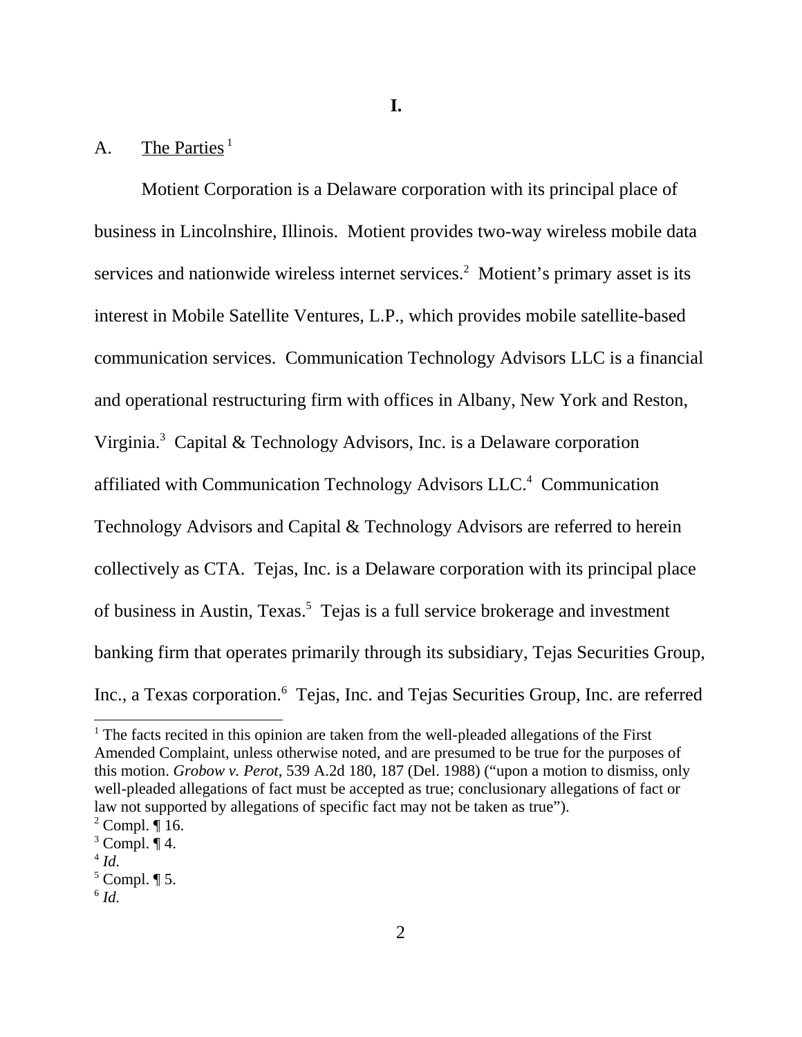**I.**

A. <u>The Parties</u>[1]

Motient Corporation is a Delaware corporation with its principal place of business in Lincolnshire, Illinois. Motient provides two-way wireless mobile data services and nationwide wireless internet services.[2] Motient's primary asset is its interest in Mobile Satellite Ventures, L.P., which provides mobile satellite-based communication services. Communication Technology Advisors LLC is a financial and operational restructuring firm with offices in Albany, New York and Reston, Virginia.[3] Capital & Technology Advisors, Inc. is a Delaware corporation affiliated with Communication Technology Advisors LLC.[4] Communication Technology Advisors and Capital & Technology Advisors are referred to herein collectively as CTA. Tejas, Inc. is a Delaware corporation with its principal place of business in Austin, Texas.[5] Tejas is a full service brokerage and investment banking firm that operates primarily through its subsidiary, Tejas Securities Group, Inc., a Texas corporation.[6] Tejas, Inc. and Tejas Securities Group, Inc. are referred

---

[1] The facts recited in this opinion are taken from the well-pleaded allegations of the First Amended Complaint, unless otherwise noted, and are presumed to be true for the purposes of this motion. *Grobow v. Perot*, 539 A.2d 180, 187 (Del. 1988) ("upon a motion to dismiss, only well-pleaded allegations of fact must be accepted as true; conclusionary allegations of fact or law not supported by allegations of specific fact may not be taken as true").

[2] Compl. ¶ 16.

[3] Compl. ¶ 4.

[4] *Id.*

[5] Compl. ¶ 5.

[6] *Id.*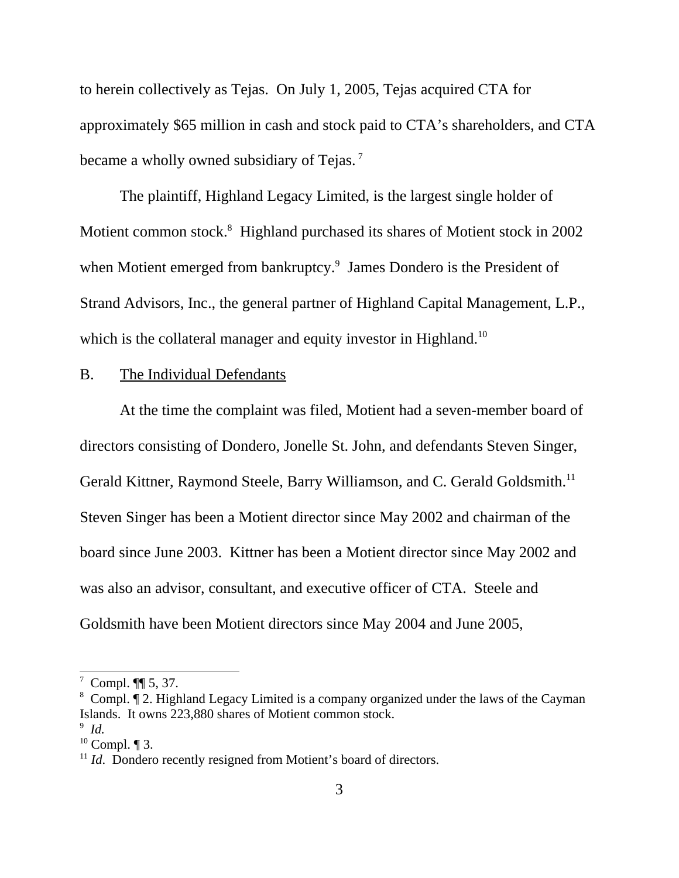to herein collectively as Tejas. On July 1, 2005, Tejas acquired CTA for approximately $65 million in cash and stock paid to CTA's shareholders, and CTA became a wholly owned subsidiary of Tejas. [7]

The plaintiff, Highland Legacy Limited, is the largest single holder of Motient common stock.[8] Highland purchased its shares of Motient stock in 2002 when Motient emerged from bankruptcy.[9] James Dondero is the President of Strand Advisors, Inc., the general partner of Highland Capital Management, L.P., which is the collateral manager and equity investor in Highland.[10]

B. <u>The Individual Defendants</u>

At the time the complaint was filed, Motient had a seven-member board of directors consisting of Dondero, Jonelle St. John, and defendants Steven Singer, Gerald Kittner, Raymond Steele, Barry Williamson, and C. Gerald Goldsmith.[11] Steven Singer has been a Motient director since May 2002 and chairman of the board since June 2003. Kittner has been a Motient director since May 2002 and was also an advisor, consultant, and executive officer of CTA. Steele and Goldsmith have been Motient directors since May 2004 and June 2005,

---

[7] Compl. ¶¶ 5, 37.

[8] Compl. ¶ 2. Highland Legacy Limited is a company organized under the laws of the Cayman Islands. It owns 223,880 shares of Motient common stock.

[9] *Id.*

[10] Compl. ¶ 3.

[11] *Id*. Dondero recently resigned from Motient's board of directors.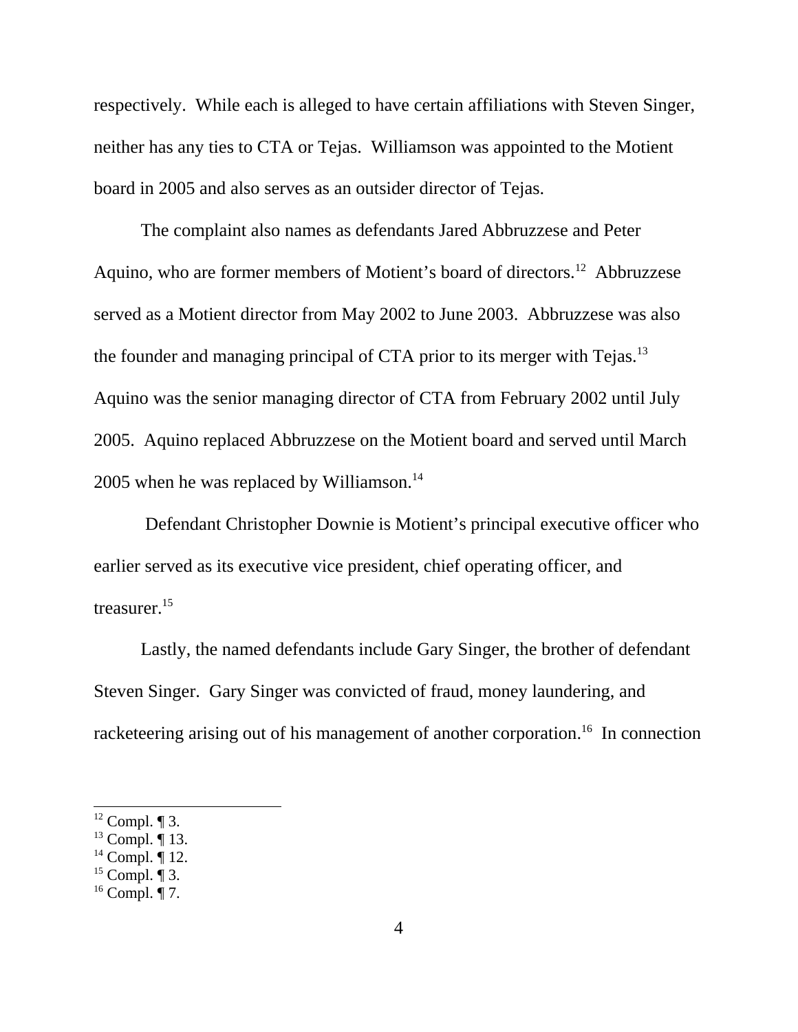respectively. While each is alleged to have certain affiliations with Steven Singer, neither has any ties to CTA or Tejas. Williamson was appointed to the Motient board in 2005 and also serves as an outsider director of Tejas.

The complaint also names as defendants Jared Abbruzzese and Peter Aquino, who are former members of Motient's board of directors.[12] Abbruzzese served as a Motient director from May 2002 to June 2003. Abbruzzese was also the founder and managing principal of CTA prior to its merger with Tejas.[13] Aquino was the senior managing director of CTA from February 2002 until July 2005. Aquino replaced Abbruzzese on the Motient board and served until March 2005 when he was replaced by Williamson.[14]

Defendant Christopher Downie is Motient's principal executive officer who earlier served as its executive vice president, chief operating officer, and treasurer.[15]

Lastly, the named defendants include Gary Singer, the brother of defendant Steven Singer. Gary Singer was convicted of fraud, money laundering, and racketeering arising out of his management of another corporation.[16] In connection

---

[12] Compl. ¶ 3.
[13] Compl. ¶ 13.
[14] Compl. ¶ 12.
[15] Compl. ¶ 3.
[16] Compl. ¶ 7.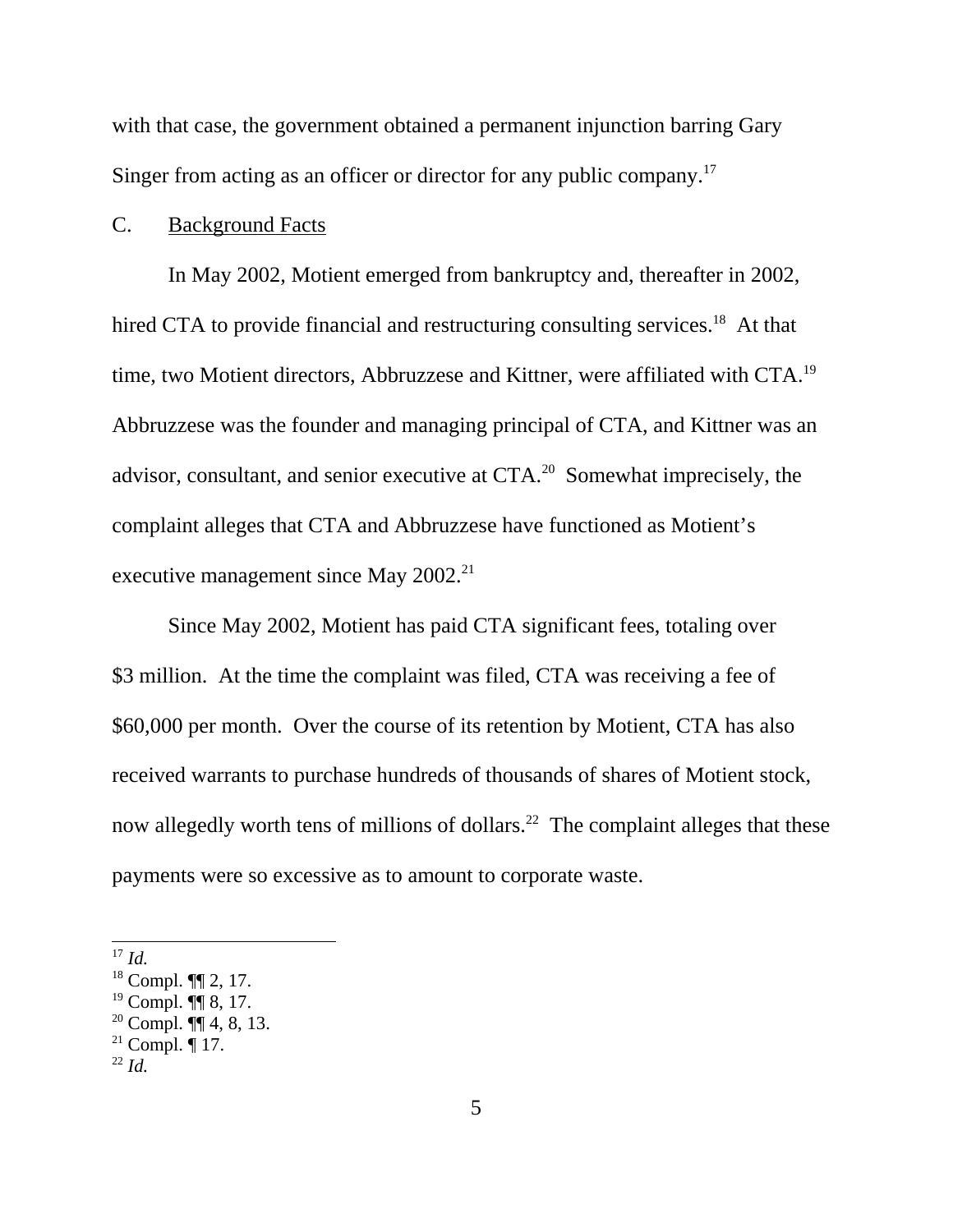with that case, the government obtained a permanent injunction barring Gary Singer from acting as an officer or director for any public company.[17]

C. Background Facts

In May 2002, Motient emerged from bankruptcy and, thereafter in 2002, hired CTA to provide financial and restructuring consulting services.[18] At that time, two Motient directors, Abbruzzese and Kittner, were affiliated with CTA.[19] Abbruzzese was the founder and managing principal of CTA, and Kittner was an advisor, consultant, and senior executive at CTA.[20] Somewhat imprecisely, the complaint alleges that CTA and Abbruzzese have functioned as Motient's executive management since May 2002.[21]

Since May 2002, Motient has paid CTA significant fees, totaling over $3 million. At the time the complaint was filed, CTA was receiving a fee of $60,000 per month. Over the course of its retention by Motient, CTA has also received warrants to purchase hundreds of thousands of shares of Motient stock, now allegedly worth tens of millions of dollars.[22] The complaint alleges that these payments were so excessive as to amount to corporate waste.

---

[17] *Id.*

[18] Compl. ¶¶ 2, 17.

[19] Compl. ¶¶ 8, 17.

[20] Compl. ¶¶ 4, 8, 13.

[21] Compl. ¶ 17.

[22] *Id.*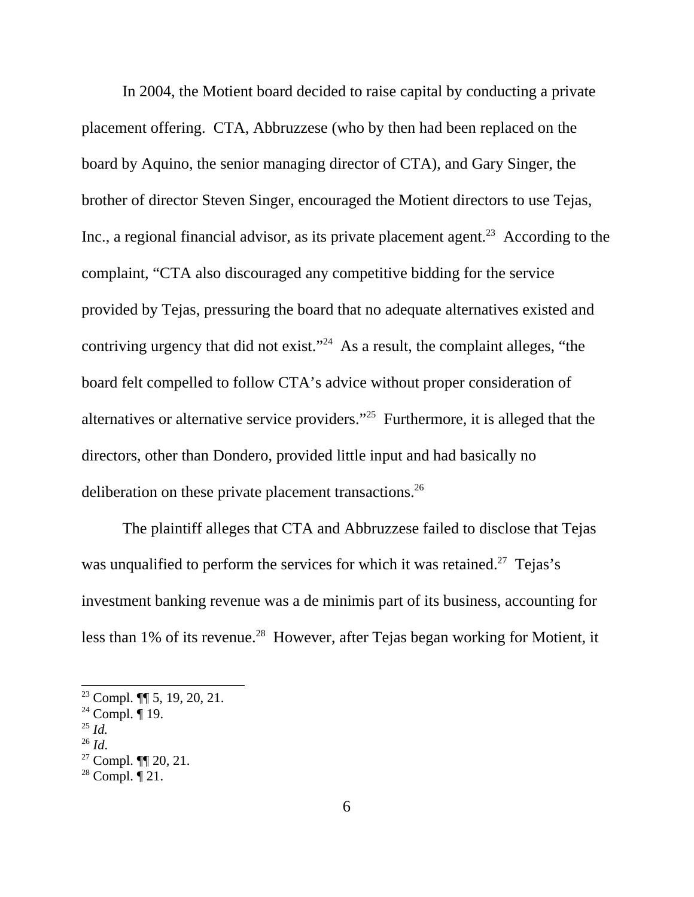In 2004, the Motient board decided to raise capital by conducting a private placement offering. CTA, Abbruzzese (who by then had been replaced on the board by Aquino, the senior managing director of CTA), and Gary Singer, the brother of director Steven Singer, encouraged the Motient directors to use Tejas, Inc., a regional financial advisor, as its private placement agent.[23] According to the complaint, "CTA also discouraged any competitive bidding for the service provided by Tejas, pressuring the board that no adequate alternatives existed and contriving urgency that did not exist."[24] As a result, the complaint alleges, "the board felt compelled to follow CTA's advice without proper consideration of alternatives or alternative service providers."[25] Furthermore, it is alleged that the directors, other than Dondero, provided little input and had basically no deliberation on these private placement transactions.[26]

The plaintiff alleges that CTA and Abbruzzese failed to disclose that Tejas was unqualified to perform the services for which it was retained.[27] Tejas's investment banking revenue was a de minimis part of its business, accounting for less than 1% of its revenue.[28] However, after Tejas began working for Motient, it

---

[23] Compl. ¶¶ 5, 19, 20, 21.
[24] Compl. ¶ 19.
[25] *Id.*
[26] *Id*.
[27] Compl. ¶¶ 20, 21.
[28] Compl. ¶ 21.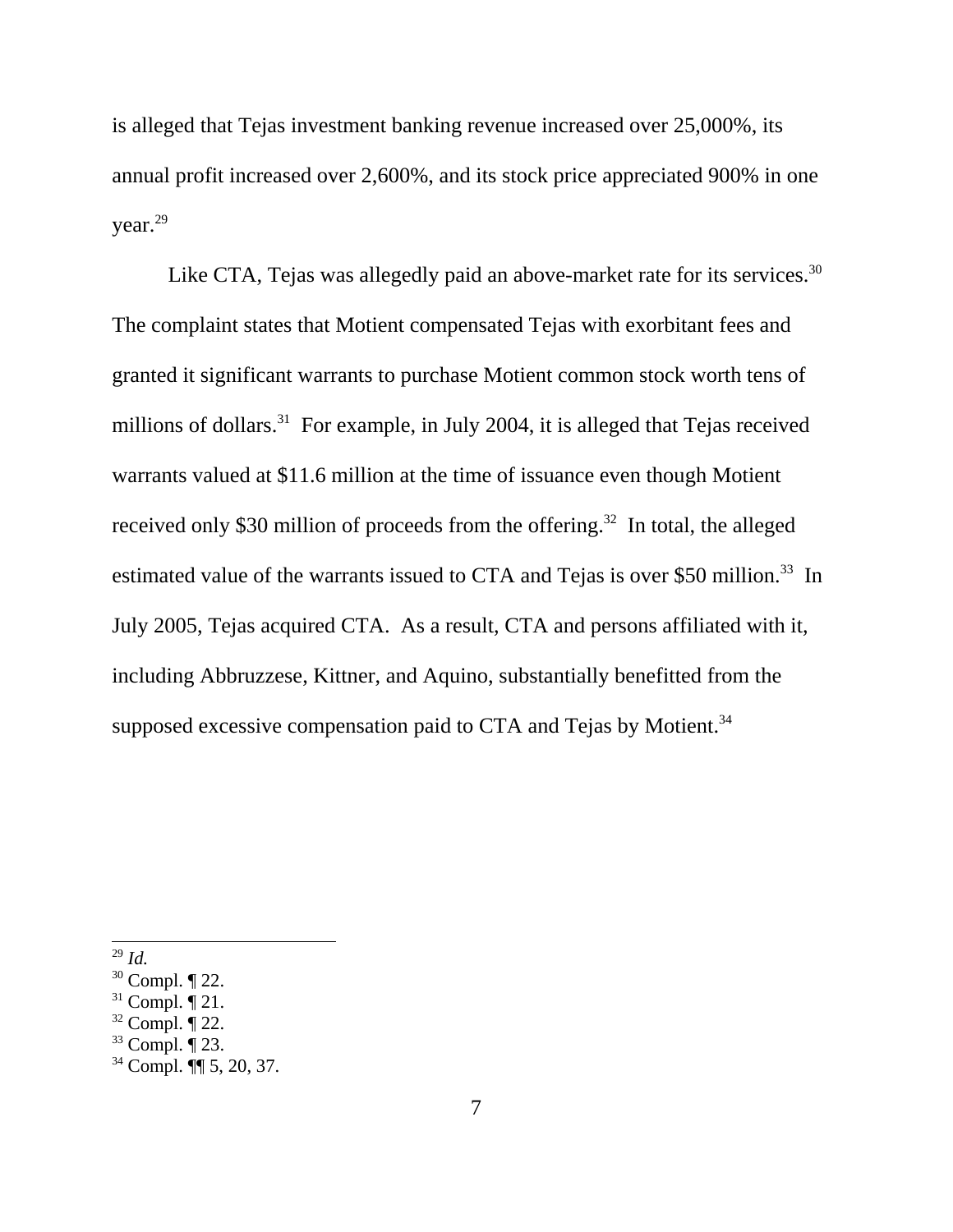is alleged that Tejas investment banking revenue increased over 25,000%, its annual profit increased over 2,600%, and its stock price appreciated 900% in one year.[29]

Like CTA, Tejas was allegedly paid an above-market rate for its services.[30] The complaint states that Motient compensated Tejas with exorbitant fees and granted it significant warrants to purchase Motient common stock worth tens of millions of dollars.[31] For example, in July 2004, it is alleged that Tejas received warrants valued at $11.6 million at the time of issuance even though Motient received only $30 million of proceeds from the offering.[32] In total, the alleged estimated value of the warrants issued to CTA and Tejas is over $50 million.[33] In July 2005, Tejas acquired CTA. As a result, CTA and persons affiliated with it, including Abbruzzese, Kittner, and Aquino, substantially benefitted from the supposed excessive compensation paid to CTA and Tejas by Motient.[34]

---

[29] *Id.*
[30] Compl. ¶ 22.
[31] Compl. ¶ 21.
[32] Compl. ¶ 22.
[33] Compl. ¶ 23.
[34] Compl. ¶¶ 5, 20, 37.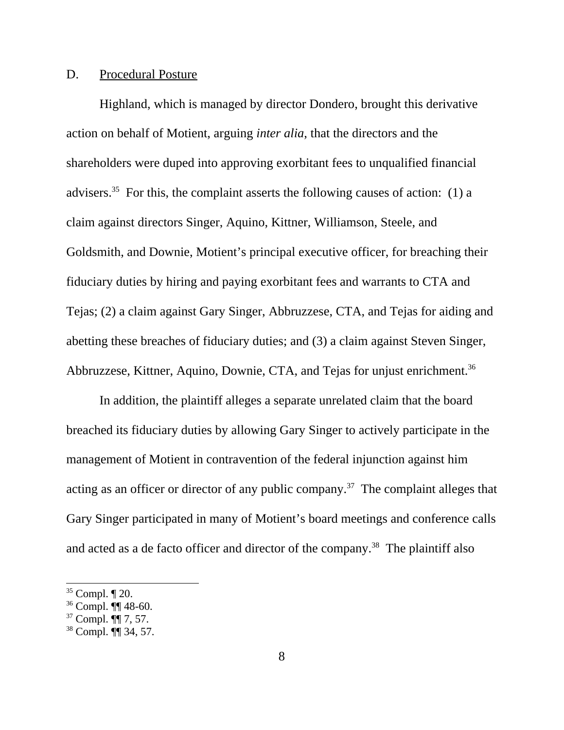D. Procedural Posture

Highland, which is managed by director Dondero, brought this derivative action on behalf of Motient, arguing *inter alia*, that the directors and the shareholders were duped into approving exorbitant fees to unqualified financial advisers.[35] For this, the complaint asserts the following causes of action: (1) a claim against directors Singer, Aquino, Kittner, Williamson, Steele, and Goldsmith, and Downie, Motient's principal executive officer, for breaching their fiduciary duties by hiring and paying exorbitant fees and warrants to CTA and Tejas; (2) a claim against Gary Singer, Abbruzzese, CTA, and Tejas for aiding and abetting these breaches of fiduciary duties; and (3) a claim against Steven Singer, Abbruzzese, Kittner, Aquino, Downie, CTA, and Tejas for unjust enrichment.[36]

In addition, the plaintiff alleges a separate unrelated claim that the board breached its fiduciary duties by allowing Gary Singer to actively participate in the management of Motient in contravention of the federal injunction against him acting as an officer or director of any public company.[37] The complaint alleges that Gary Singer participated in many of Motient's board meetings and conference calls and acted as a de facto officer and director of the company.[38] The plaintiff also

---

[35] Compl. ¶ 20.

[36] Compl. ¶¶ 48-60.

[37] Compl. ¶¶ 7, 57.

[38] Compl. ¶¶ 34, 57.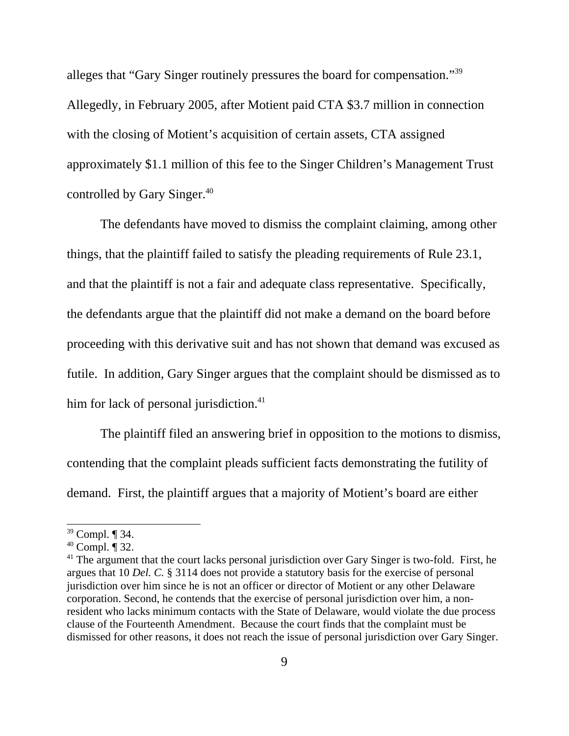alleges that "Gary Singer routinely pressures the board for compensation."[39] Allegedly, in February 2005, after Motient paid CTA $3.7 million in connection with the closing of Motient's acquisition of certain assets, CTA assigned approximately $1.1 million of this fee to the Singer Children's Management Trust controlled by Gary Singer.[40]

The defendants have moved to dismiss the complaint claiming, among other things, that the plaintiff failed to satisfy the pleading requirements of Rule 23.1, and that the plaintiff is not a fair and adequate class representative. Specifically, the defendants argue that the plaintiff did not make a demand on the board before proceeding with this derivative suit and has not shown that demand was excused as futile. In addition, Gary Singer argues that the complaint should be dismissed as to him for lack of personal jurisdiction.[41]

The plaintiff filed an answering brief in opposition to the motions to dismiss, contending that the complaint pleads sufficient facts demonstrating the futility of demand. First, the plaintiff argues that a majority of Motient's board are either

---

[39] Compl. ¶ 34.

[40] Compl. ¶ 32.

[41] The argument that the court lacks personal jurisdiction over Gary Singer is two-fold. First, he argues that 10 *Del. C.* § 3114 does not provide a statutory basis for the exercise of personal jurisdiction over him since he is not an officer or director of Motient or any other Delaware corporation. Second, he contends that the exercise of personal jurisdiction over him, a non-resident who lacks minimum contacts with the State of Delaware, would violate the due process clause of the Fourteenth Amendment. Because the court finds that the complaint must be dismissed for other reasons, it does not reach the issue of personal jurisdiction over Gary Singer.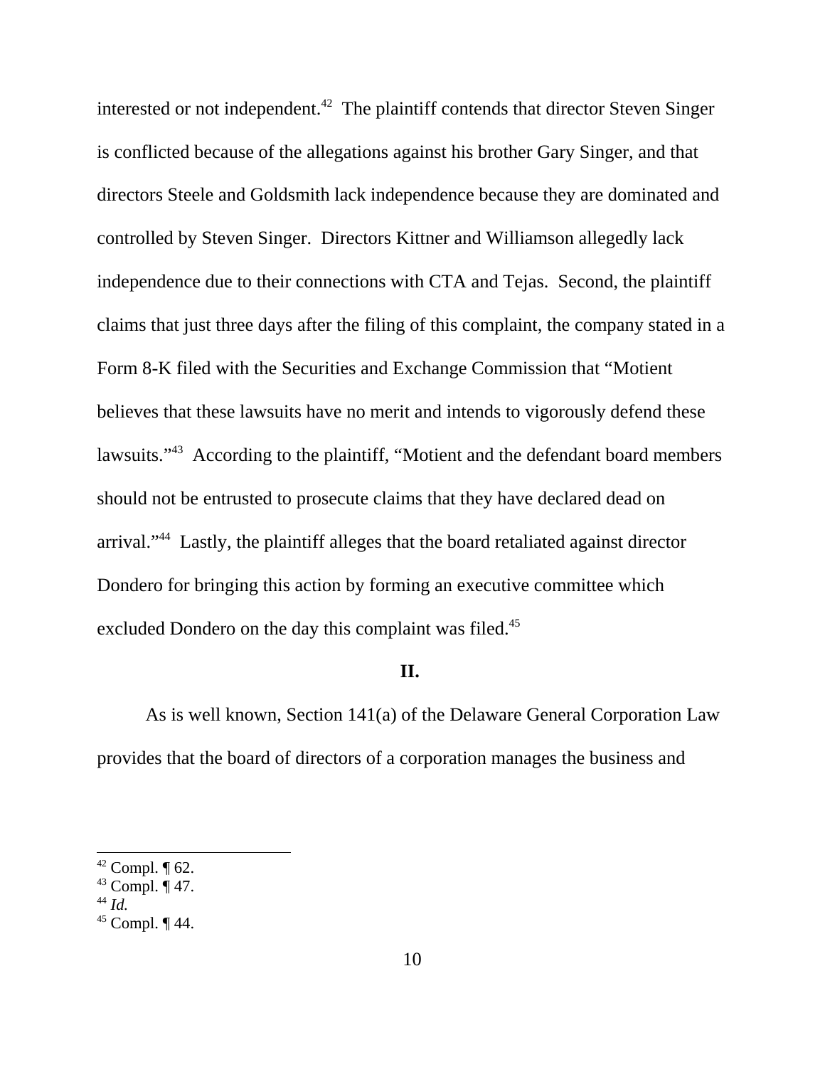interested or not independent.[42] The plaintiff contends that director Steven Singer is conflicted because of the allegations against his brother Gary Singer, and that directors Steele and Goldsmith lack independence because they are dominated and controlled by Steven Singer. Directors Kittner and Williamson allegedly lack independence due to their connections with CTA and Tejas. Second, the plaintiff claims that just three days after the filing of this complaint, the company stated in a Form 8-K filed with the Securities and Exchange Commission that "Motient believes that these lawsuits have no merit and intends to vigorously defend these lawsuits."[43] According to the plaintiff, "Motient and the defendant board members should not be entrusted to prosecute claims that they have declared dead on arrival."[44] Lastly, the plaintiff alleges that the board retaliated against director Dondero for bringing this action by forming an executive committee which excluded Dondero on the day this complaint was filed.[45]

## II.

As is well known, Section 141(a) of the Delaware General Corporation Law provides that the board of directors of a corporation manages the business and

---

[42] Compl. ¶ 62.
[43] Compl. ¶ 47.
[44] *Id.*
[45] Compl. ¶ 44.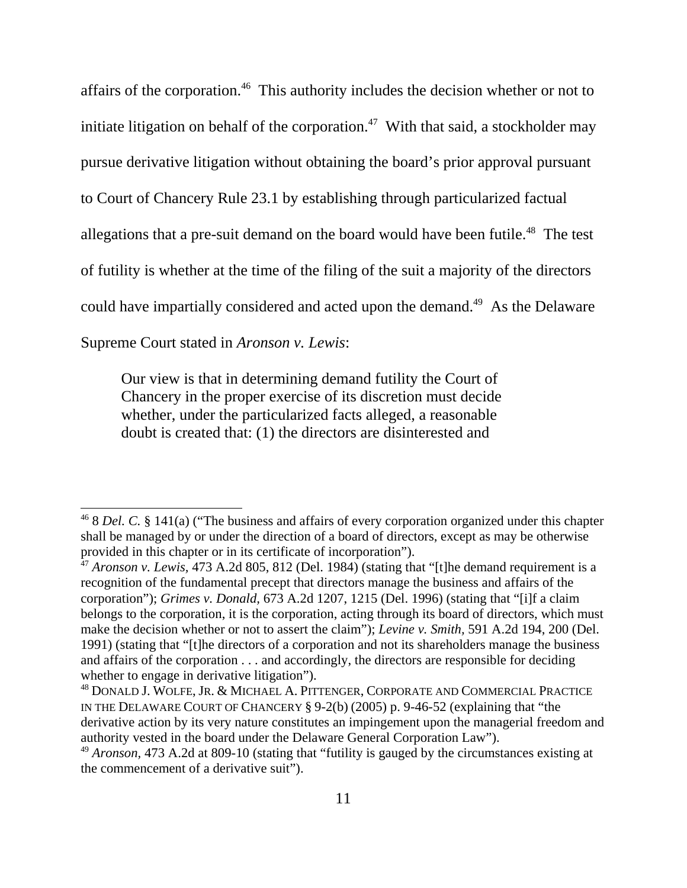affairs of the corporation.[46] This authority includes the decision whether or not to initiate litigation on behalf of the corporation.[47] With that said, a stockholder may pursue derivative litigation without obtaining the board's prior approval pursuant to Court of Chancery Rule 23.1 by establishing through particularized factual allegations that a pre-suit demand on the board would have been futile.[48] The test of futility is whether at the time of the filing of the suit a majority of the directors could have impartially considered and acted upon the demand.[49] As the Delaware Supreme Court stated in *Aronson v. Lewis*:

> Our view is that in determining demand futility the Court of Chancery in the proper exercise of its discretion must decide whether, under the particularized facts alleged, a reasonable doubt is created that: (1) the directors are disinterested and

---

[46] 8 *Del. C.* § 141(a) ("The business and affairs of every corporation organized under this chapter shall be managed by or under the direction of a board of directors, except as may be otherwise provided in this chapter or in its certificate of incorporation").

[47] *Aronson v. Lewis*, 473 A.2d 805, 812 (Del. 1984) (stating that "[t]he demand requirement is a recognition of the fundamental precept that directors manage the business and affairs of the corporation"); *Grimes v. Donald*, 673 A.2d 1207, 1215 (Del. 1996) (stating that "[i]f a claim belongs to the corporation, it is the corporation, acting through its board of directors, which must make the decision whether or not to assert the claim"); *Levine v. Smith*, 591 A.2d 194, 200 (Del. 1991) (stating that "[t]he directors of a corporation and not its shareholders manage the business and affairs of the corporation . . . and accordingly, the directors are responsible for deciding whether to engage in derivative litigation").

[48] DONALD J. WOLFE, JR. & MICHAEL A. PITTENGER, CORPORATE AND COMMERCIAL PRACTICE IN THE DELAWARE COURT OF CHANCERY § 9-2(b) (2005) p. 9-46-52 (explaining that "the derivative action by its very nature constitutes an impingement upon the managerial freedom and authority vested in the board under the Delaware General Corporation Law").

[49] *Aronson*, 473 A.2d at 809-10 (stating that "futility is gauged by the circumstances existing at the commencement of a derivative suit").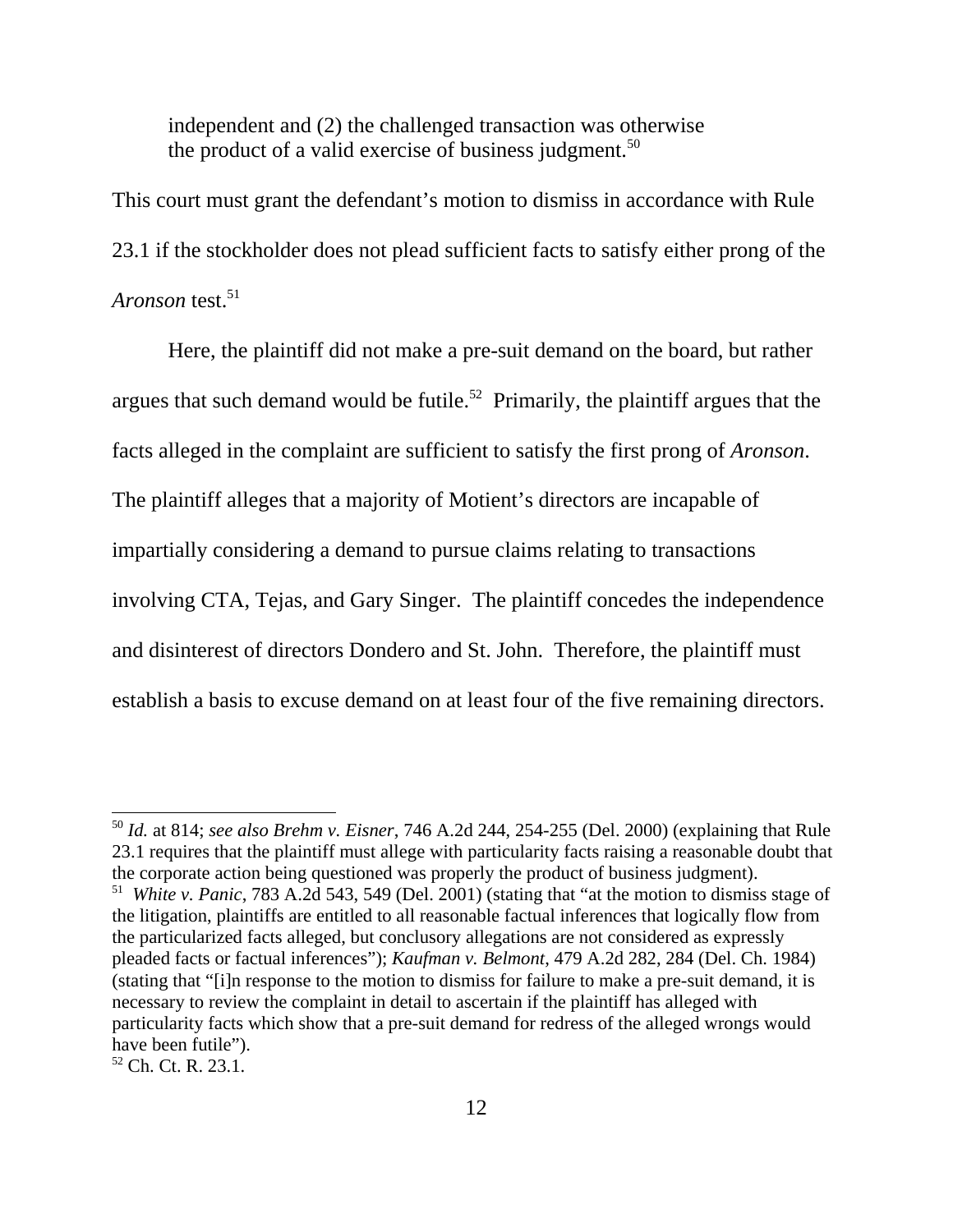independent and (2) the challenged transaction was otherwise the product of a valid exercise of business judgment.[50]

This court must grant the defendant's motion to dismiss in accordance with Rule 23.1 if the stockholder does not plead sufficient facts to satisfy either prong of the *Aronson* test.[51]

Here, the plaintiff did not make a pre-suit demand on the board, but rather argues that such demand would be futile.[52] Primarily, the plaintiff argues that the facts alleged in the complaint are sufficient to satisfy the first prong of *Aronson*. The plaintiff alleges that a majority of Motient's directors are incapable of impartially considering a demand to pursue claims relating to transactions involving CTA, Tejas, and Gary Singer. The plaintiff concedes the independence and disinterest of directors Dondero and St. John. Therefore, the plaintiff must establish a basis to excuse demand on at least four of the five remaining directors.

---

[50] *Id.* at 814; *see also Brehm v. Eisner*, 746 A.2d 244, 254-255 (Del. 2000) (explaining that Rule 23.1 requires that the plaintiff must allege with particularity facts raising a reasonable doubt that the corporate action being questioned was properly the product of business judgment).

[51] *White v. Panic*, 783 A.2d 543, 549 (Del. 2001) (stating that "at the motion to dismiss stage of the litigation, plaintiffs are entitled to all reasonable factual inferences that logically flow from the particularized facts alleged, but conclusory allegations are not considered as expressly pleaded facts or factual inferences"); *Kaufman v. Belmont*, 479 A.2d 282, 284 (Del. Ch. 1984) (stating that "[i]n response to the motion to dismiss for failure to make a pre-suit demand, it is necessary to review the complaint in detail to ascertain if the plaintiff has alleged with particularity facts which show that a pre-suit demand for redress of the alleged wrongs would have been futile").

[52] Ch. Ct. R. 23.1.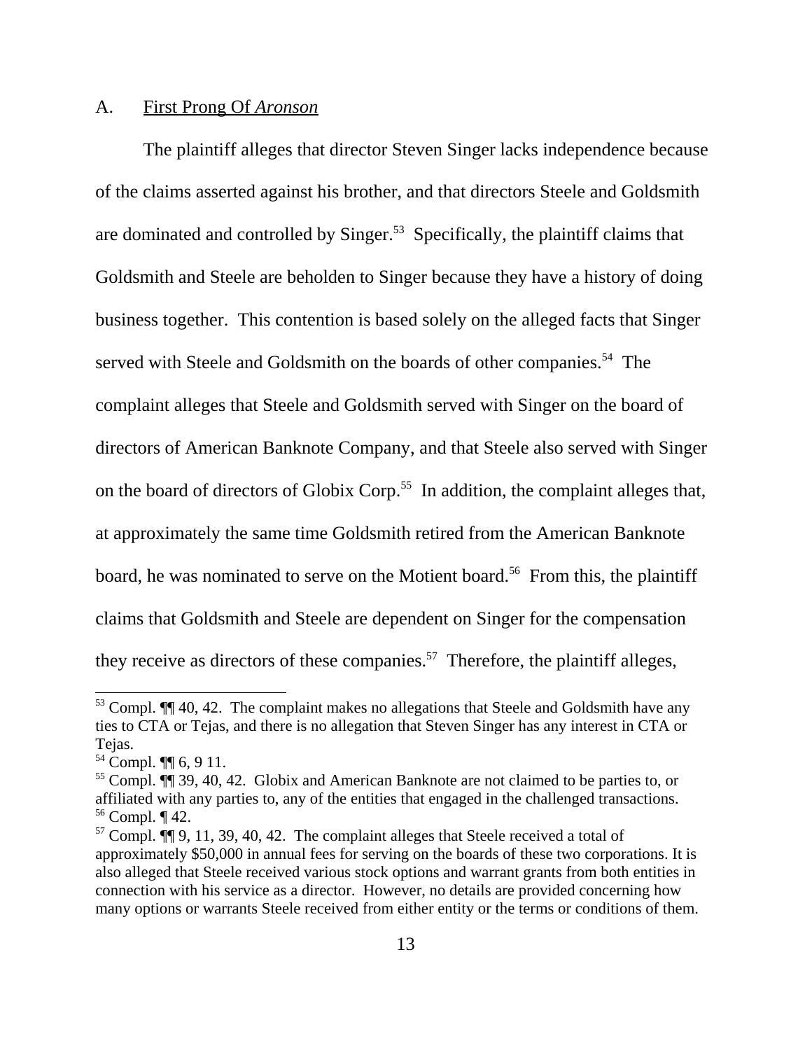## A. First Prong Of *Aronson*

The plaintiff alleges that director Steven Singer lacks independence because of the claims asserted against his brother, and that directors Steele and Goldsmith are dominated and controlled by Singer.[53] Specifically, the plaintiff claims that Goldsmith and Steele are beholden to Singer because they have a history of doing business together. This contention is based solely on the alleged facts that Singer served with Steele and Goldsmith on the boards of other companies.[54] The complaint alleges that Steele and Goldsmith served with Singer on the board of directors of American Banknote Company, and that Steele also served with Singer on the board of directors of Globix Corp.[55] In addition, the complaint alleges that, at approximately the same time Goldsmith retired from the American Banknote board, he was nominated to serve on the Motient board.[56] From this, the plaintiff claims that Goldsmith and Steele are dependent on Singer for the compensation they receive as directors of these companies.[57] Therefore, the plaintiff alleges,

---

[53] Compl. ¶¶ 40, 42. The complaint makes no allegations that Steele and Goldsmith have any ties to CTA or Tejas, and there is no allegation that Steven Singer has any interest in CTA or Tejas.

[54] Compl. ¶¶ 6, 9 11.

[55] Compl. ¶¶ 39, 40, 42. Globix and American Banknote are not claimed to be parties to, or affiliated with any parties to, any of the entities that engaged in the challenged transactions.

[56] Compl. ¶ 42.

[57] Compl. ¶¶ 9, 11, 39, 40, 42. The complaint alleges that Steele received a total of approximately $50,000 in annual fees for serving on the boards of these two corporations. It is also alleged that Steele received various stock options and warrant grants from both entities in connection with his service as a director. However, no details are provided concerning how many options or warrants Steele received from either entity or the terms or conditions of them.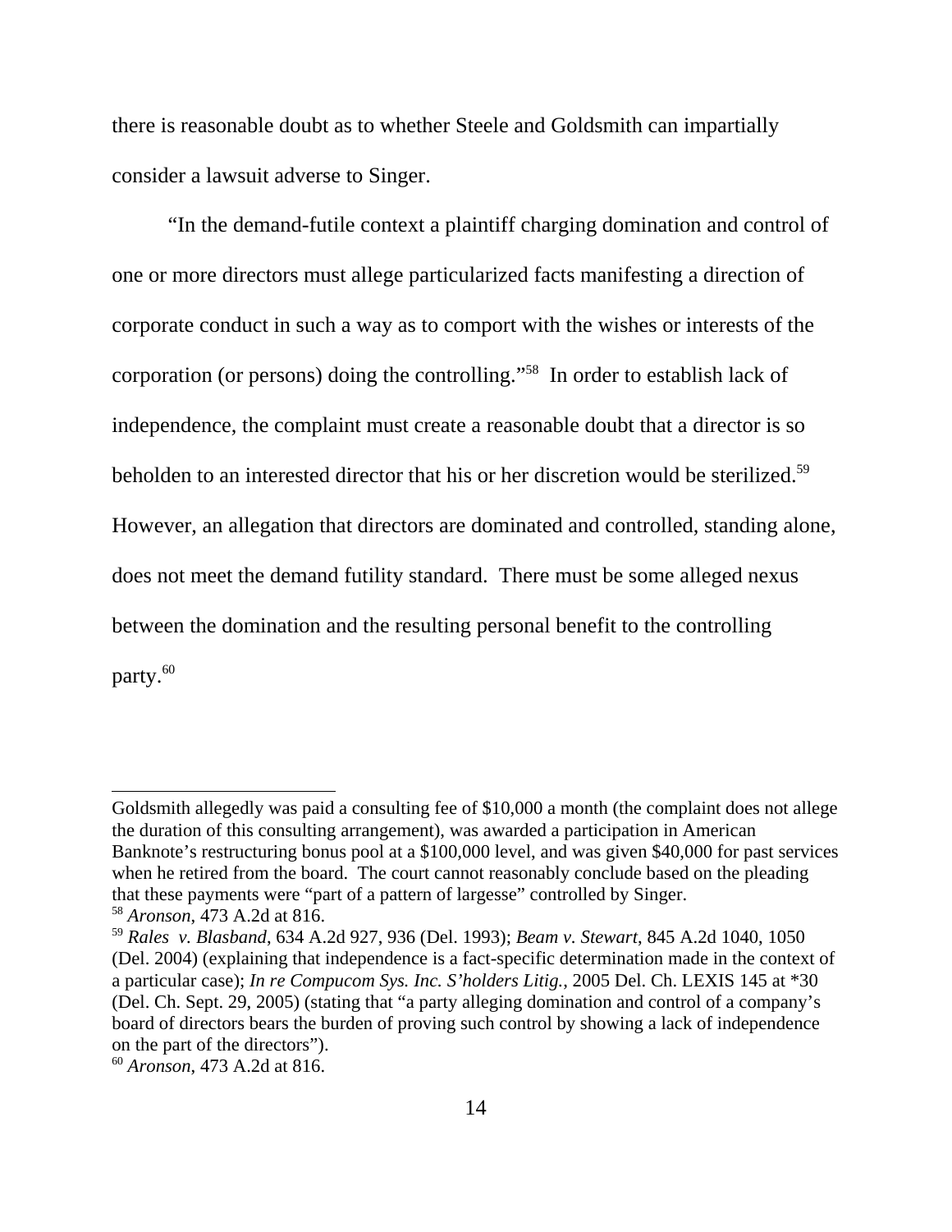there is reasonable doubt as to whether Steele and Goldsmith can impartially consider a lawsuit adverse to Singer.

"In the demand-futile context a plaintiff charging domination and control of one or more directors must allege particularized facts manifesting a direction of corporate conduct in such a way as to comport with the wishes or interests of the corporation (or persons) doing the controlling."[58] In order to establish lack of independence, the complaint must create a reasonable doubt that a director is so beholden to an interested director that his or her discretion would be sterilized.[59] However, an allegation that directors are dominated and controlled, standing alone, does not meet the demand futility standard. There must be some alleged nexus between the domination and the resulting personal benefit to the controlling party.[60]

---

Goldsmith allegedly was paid a consulting fee of $10,000 a month (the complaint does not allege the duration of this consulting arrangement), was awarded a participation in American Banknote's restructuring bonus pool at a $100,000 level, and was given $40,000 for past services when he retired from the board. The court cannot reasonably conclude based on the pleading that these payments were "part of a pattern of largesse" controlled by Singer.

[58] *Aronson*, 473 A.2d at 816.

[59] *Rales v. Blasband*, 634 A.2d 927, 936 (Del. 1993); *Beam v. Stewart*, 845 A.2d 1040, 1050 (Del. 2004) (explaining that independence is a fact-specific determination made in the context of a particular case); *In re Compucom Sys. Inc. S'holders Litig.*, 2005 Del. Ch. LEXIS 145 at *30 (Del. Ch. Sept. 29, 2005) (stating that "a party alleging domination and control of a company's board of directors bears the burden of proving such control by showing a lack of independence on the part of the directors").

[60] *Aronson*, 473 A.2d at 816.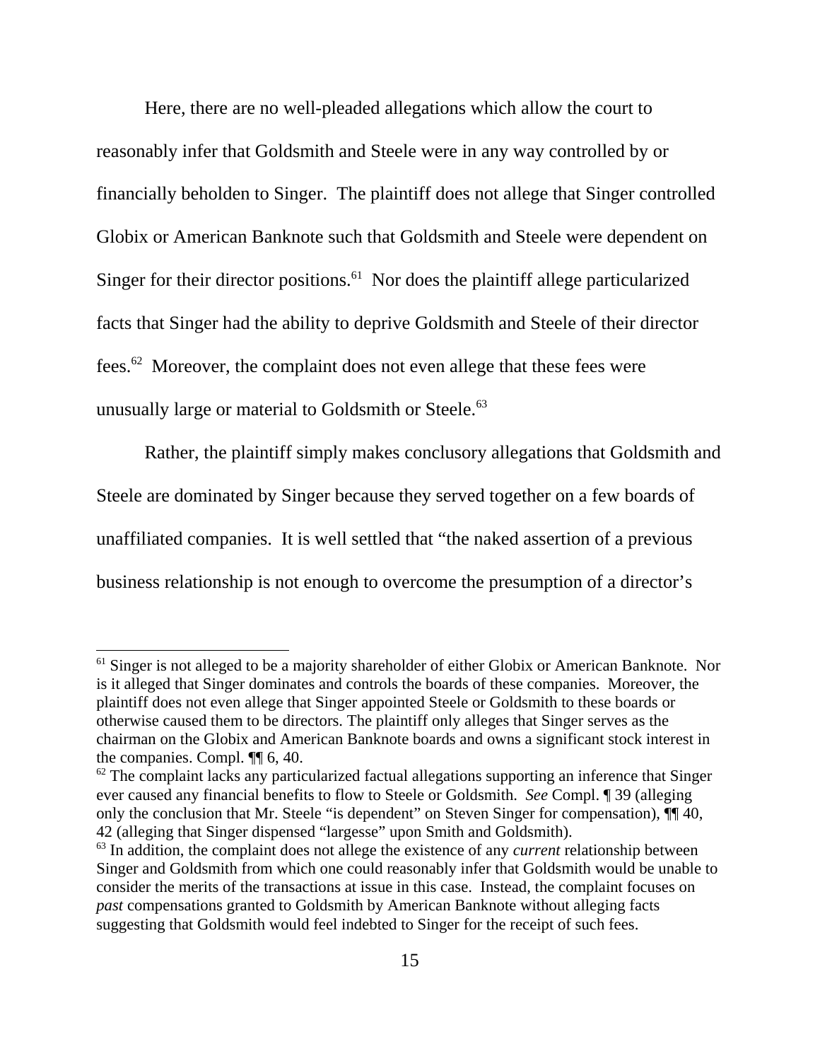Here, there are no well-pleaded allegations which allow the court to reasonably infer that Goldsmith and Steele were in any way controlled by or financially beholden to Singer. The plaintiff does not allege that Singer controlled Globix or American Banknote such that Goldsmith and Steele were dependent on Singer for their director positions.[61] Nor does the plaintiff allege particularized facts that Singer had the ability to deprive Goldsmith and Steele of their director fees.[62] Moreover, the complaint does not even allege that these fees were unusually large or material to Goldsmith or Steele.[63]

Rather, the plaintiff simply makes conclusory allegations that Goldsmith and Steele are dominated by Singer because they served together on a few boards of unaffiliated companies. It is well settled that "the naked assertion of a previous business relationship is not enough to overcome the presumption of a director's

---

[61] Singer is not alleged to be a majority shareholder of either Globix or American Banknote. Nor is it alleged that Singer dominates and controls the boards of these companies. Moreover, the plaintiff does not even allege that Singer appointed Steele or Goldsmith to these boards or otherwise caused them to be directors. The plaintiff only alleges that Singer serves as the chairman on the Globix and American Banknote boards and owns a significant stock interest in the companies. Compl. ¶¶ 6, 40.

[62] The complaint lacks any particularized factual allegations supporting an inference that Singer ever caused any financial benefits to flow to Steele or Goldsmith. *See* Compl. ¶ 39 (alleging only the conclusion that Mr. Steele "is dependent" on Steven Singer for compensation), ¶¶ 40, 42 (alleging that Singer dispensed "largesse" upon Smith and Goldsmith).

[63] In addition, the complaint does not allege the existence of any *current* relationship between Singer and Goldsmith from which one could reasonably infer that Goldsmith would be unable to consider the merits of the transactions at issue in this case. Instead, the complaint focuses on *past* compensations granted to Goldsmith by American Banknote without alleging facts suggesting that Goldsmith would feel indebted to Singer for the receipt of such fees.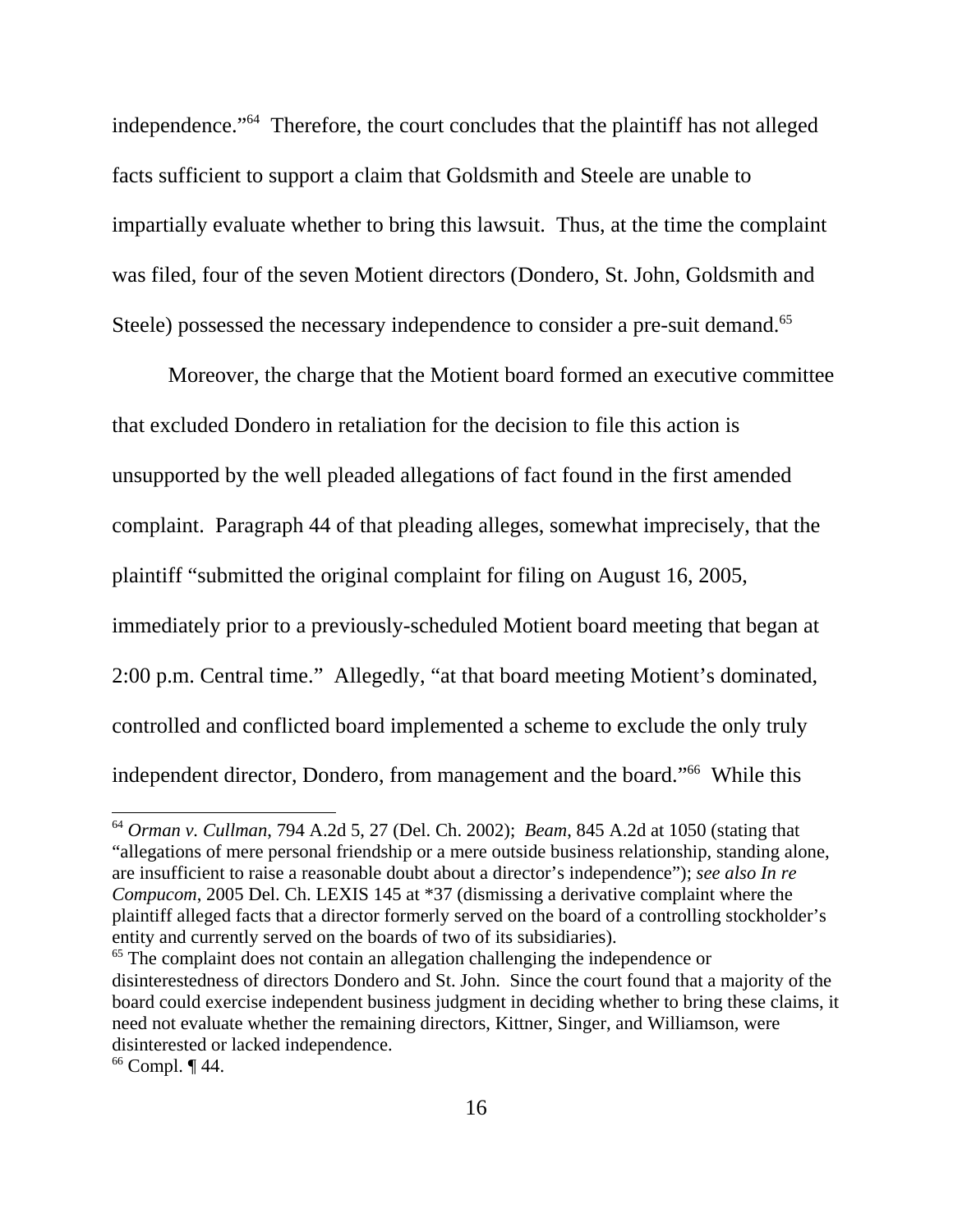independence."[64] Therefore, the court concludes that the plaintiff has not alleged facts sufficient to support a claim that Goldsmith and Steele are unable to impartially evaluate whether to bring this lawsuit. Thus, at the time the complaint was filed, four of the seven Motient directors (Dondero, St. John, Goldsmith and Steele) possessed the necessary independence to consider a pre-suit demand.[65]

Moreover, the charge that the Motient board formed an executive committee that excluded Dondero in retaliation for the decision to file this action is unsupported by the well pleaded allegations of fact found in the first amended complaint. Paragraph 44 of that pleading alleges, somewhat imprecisely, that the plaintiff "submitted the original complaint for filing on August 16, 2005, immediately prior to a previously-scheduled Motient board meeting that began at 2:00 p.m. Central time." Allegedly, "at that board meeting Motient's dominated, controlled and conflicted board implemented a scheme to exclude the only truly independent director, Dondero, from management and the board."[66] While this

---

[64] *Orman v. Cullman*, 794 A.2d 5, 27 (Del. Ch. 2002); *Beam*, 845 A.2d at 1050 (stating that "allegations of mere personal friendship or a mere outside business relationship, standing alone, are insufficient to raise a reasonable doubt about a director's independence"); *see also In re Compucom*, 2005 Del. Ch. LEXIS 145 at *37 (dismissing a derivative complaint where the plaintiff alleged facts that a director formerly served on the board of a controlling stockholder's entity and currently served on the boards of two of its subsidiaries).

[65] The complaint does not contain an allegation challenging the independence or disinterestedness of directors Dondero and St. John. Since the court found that a majority of the board could exercise independent business judgment in deciding whether to bring these claims, it need not evaluate whether the remaining directors, Kittner, Singer, and Williamson, were disinterested or lacked independence.

[66] Compl. ¶ 44.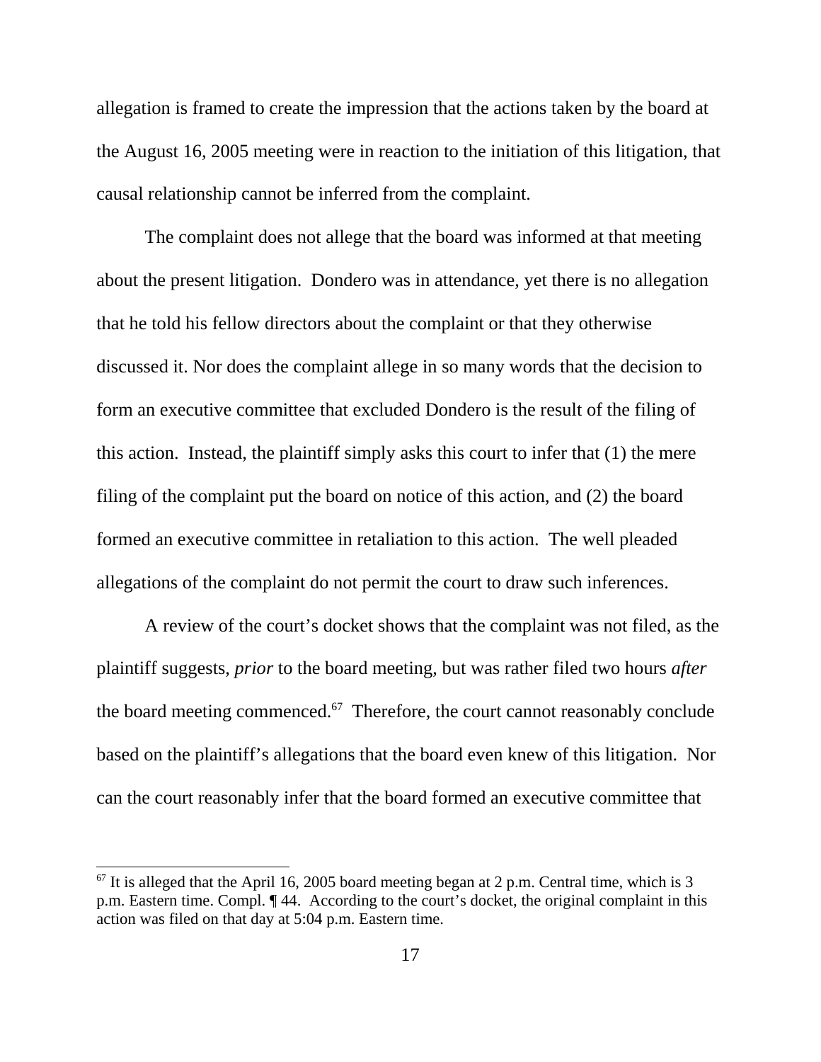allegation is framed to create the impression that the actions taken by the board at the August 16, 2005 meeting were in reaction to the initiation of this litigation, that causal relationship cannot be inferred from the complaint.

The complaint does not allege that the board was informed at that meeting about the present litigation. Dondero was in attendance, yet there is no allegation that he told his fellow directors about the complaint or that they otherwise discussed it. Nor does the complaint allege in so many words that the decision to form an executive committee that excluded Dondero is the result of the filing of this action. Instead, the plaintiff simply asks this court to infer that (1) the mere filing of the complaint put the board on notice of this action, and (2) the board formed an executive committee in retaliation to this action. The well pleaded allegations of the complaint do not permit the court to draw such inferences.

A review of the court's docket shows that the complaint was not filed, as the plaintiff suggests, *prior* to the board meeting, but was rather filed two hours *after* the board meeting commenced.[67] Therefore, the court cannot reasonably conclude based on the plaintiff's allegations that the board even knew of this litigation. Nor can the court reasonably infer that the board formed an executive committee that

---

[67] It is alleged that the April 16, 2005 board meeting began at 2 p.m. Central time, which is 3 p.m. Eastern time. Compl. ¶ 44. According to the court's docket, the original complaint in this action was filed on that day at 5:04 p.m. Eastern time.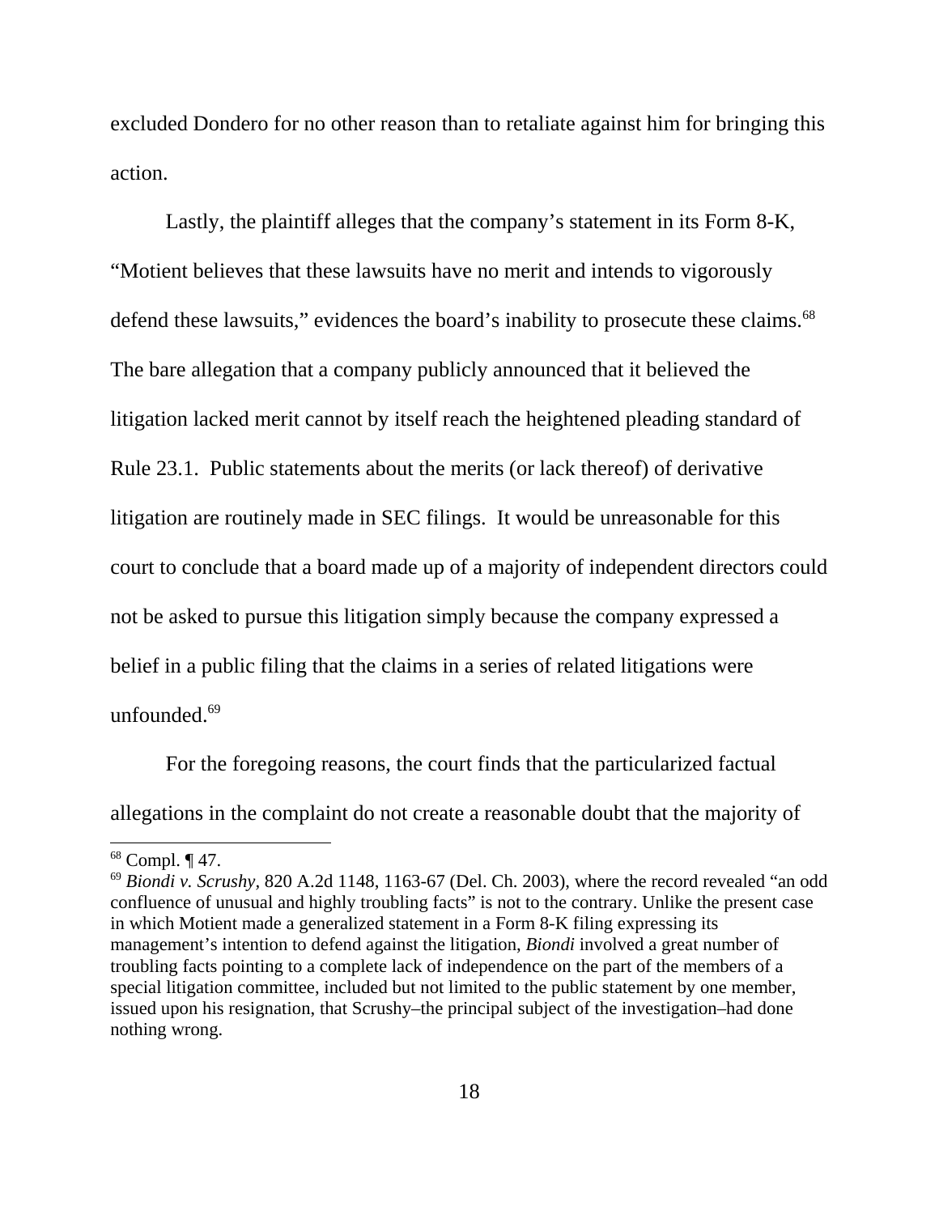excluded Dondero for no other reason than to retaliate against him for bringing this action.

Lastly, the plaintiff alleges that the company's statement in its Form 8-K, "Motient believes that these lawsuits have no merit and intends to vigorously defend these lawsuits," evidences the board's inability to prosecute these claims.[68] The bare allegation that a company publicly announced that it believed the litigation lacked merit cannot by itself reach the heightened pleading standard of Rule 23.1. Public statements about the merits (or lack thereof) of derivative litigation are routinely made in SEC filings. It would be unreasonable for this court to conclude that a board made up of a majority of independent directors could not be asked to pursue this litigation simply because the company expressed a belief in a public filing that the claims in a series of related litigations were unfounded.[69]

For the foregoing reasons, the court finds that the particularized factual allegations in the complaint do not create a reasonable doubt that the majority of

---

[68] Compl. ¶ 47.

[69] *Biondi v. Scrushy*, 820 A.2d 1148, 1163-67 (Del. Ch. 2003), where the record revealed "an odd confluence of unusual and highly troubling facts" is not to the contrary. Unlike the present case in which Motient made a generalized statement in a Form 8-K filing expressing its management's intention to defend against the litigation, *Biondi* involved a great number of troubling facts pointing to a complete lack of independence on the part of the members of a special litigation committee, included but not limited to the public statement by one member, issued upon his resignation, that Scrushy–the principal subject of the investigation–had done nothing wrong.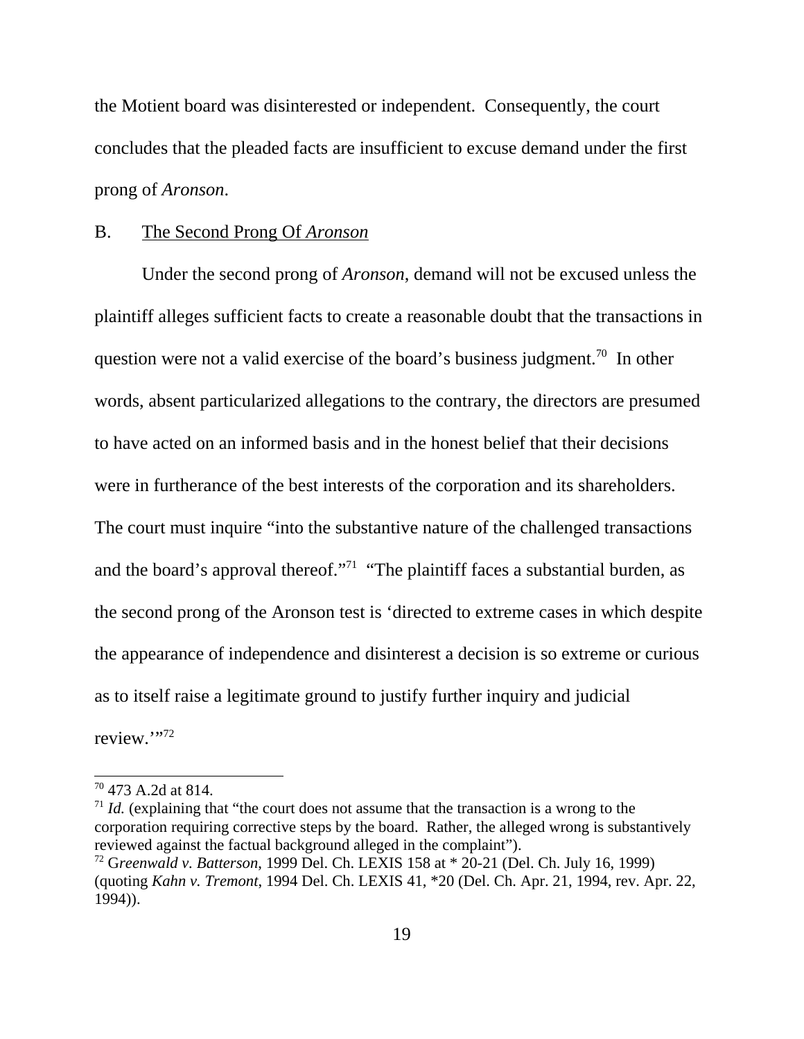the Motient board was disinterested or independent. Consequently, the court concludes that the pleaded facts are insufficient to excuse demand under the first prong of *Aronson*.

B. The Second Prong Of *Aronson*

Under the second prong of *Aronson*, demand will not be excused unless the plaintiff alleges sufficient facts to create a reasonable doubt that the transactions in question were not a valid exercise of the board's business judgment.[70] In other words, absent particularized allegations to the contrary, the directors are presumed to have acted on an informed basis and in the honest belief that their decisions were in furtherance of the best interests of the corporation and its shareholders. The court must inquire "into the substantive nature of the challenged transactions and the board's approval thereof."[71] "The plaintiff faces a substantial burden, as the second prong of the Aronson test is 'directed to extreme cases in which despite the appearance of independence and disinterest a decision is so extreme or curious as to itself raise a legitimate ground to justify further inquiry and judicial review.'"[72]

---

[70] 473 A.2d at 814.

[71] *Id.* (explaining that "the court does not assume that the transaction is a wrong to the corporation requiring corrective steps by the board. Rather, the alleged wrong is substantively reviewed against the factual background alleged in the complaint").

[72] G*reenwald v. Batterson*, 1999 Del. Ch. LEXIS 158 at * 20-21 (Del. Ch. July 16, 1999) (quoting *Kahn v. Tremont*, 1994 Del. Ch. LEXIS 41, *20 (Del. Ch. Apr. 21, 1994, rev. Apr. 22, 1994)).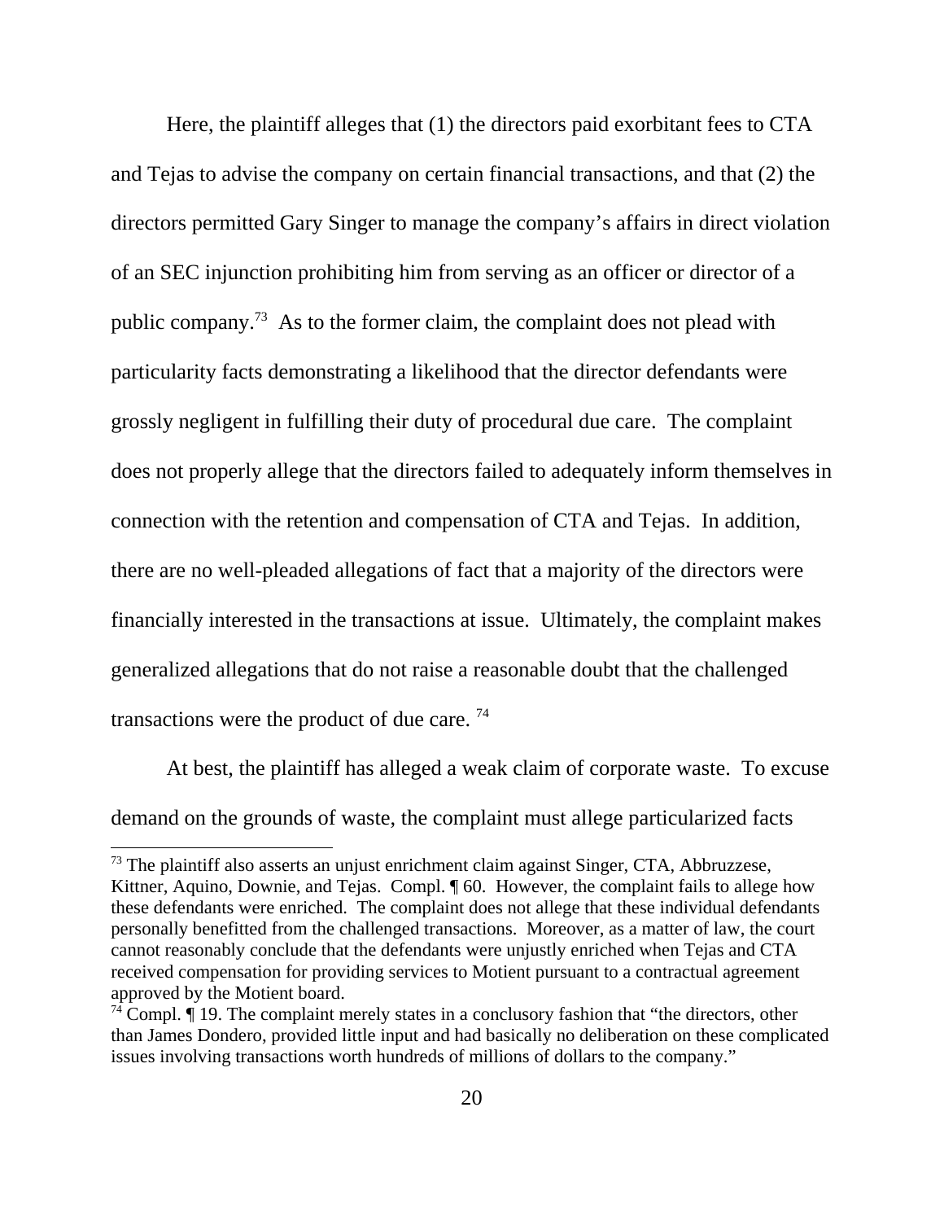Here, the plaintiff alleges that (1) the directors paid exorbitant fees to CTA and Tejas to advise the company on certain financial transactions, and that (2) the directors permitted Gary Singer to manage the company's affairs in direct violation of an SEC injunction prohibiting him from serving as an officer or director of a public company.[73] As to the former claim, the complaint does not plead with particularity facts demonstrating a likelihood that the director defendants were grossly negligent in fulfilling their duty of procedural due care. The complaint does not properly allege that the directors failed to adequately inform themselves in connection with the retention and compensation of CTA and Tejas. In addition, there are no well-pleaded allegations of fact that a majority of the directors were financially interested in the transactions at issue. Ultimately, the complaint makes generalized allegations that do not raise a reasonable doubt that the challenged transactions were the product of due care.[74]

At best, the plaintiff has alleged a weak claim of corporate waste. To excuse demand on the grounds of waste, the complaint must allege particularized facts

---

[73] The plaintiff also asserts an unjust enrichment claim against Singer, CTA, Abbruzzese, Kittner, Aquino, Downie, and Tejas. Compl. ¶ 60. However, the complaint fails to allege how these defendants were enriched. The complaint does not allege that these individual defendants personally benefitted from the challenged transactions. Moreover, as a matter of law, the court cannot reasonably conclude that the defendants were unjustly enriched when Tejas and CTA received compensation for providing services to Motient pursuant to a contractual agreement approved by the Motient board.

[74] Compl. ¶ 19. The complaint merely states in a conclusory fashion that "the directors, other than James Dondero, provided little input and had basically no deliberation on these complicated issues involving transactions worth hundreds of millions of dollars to the company."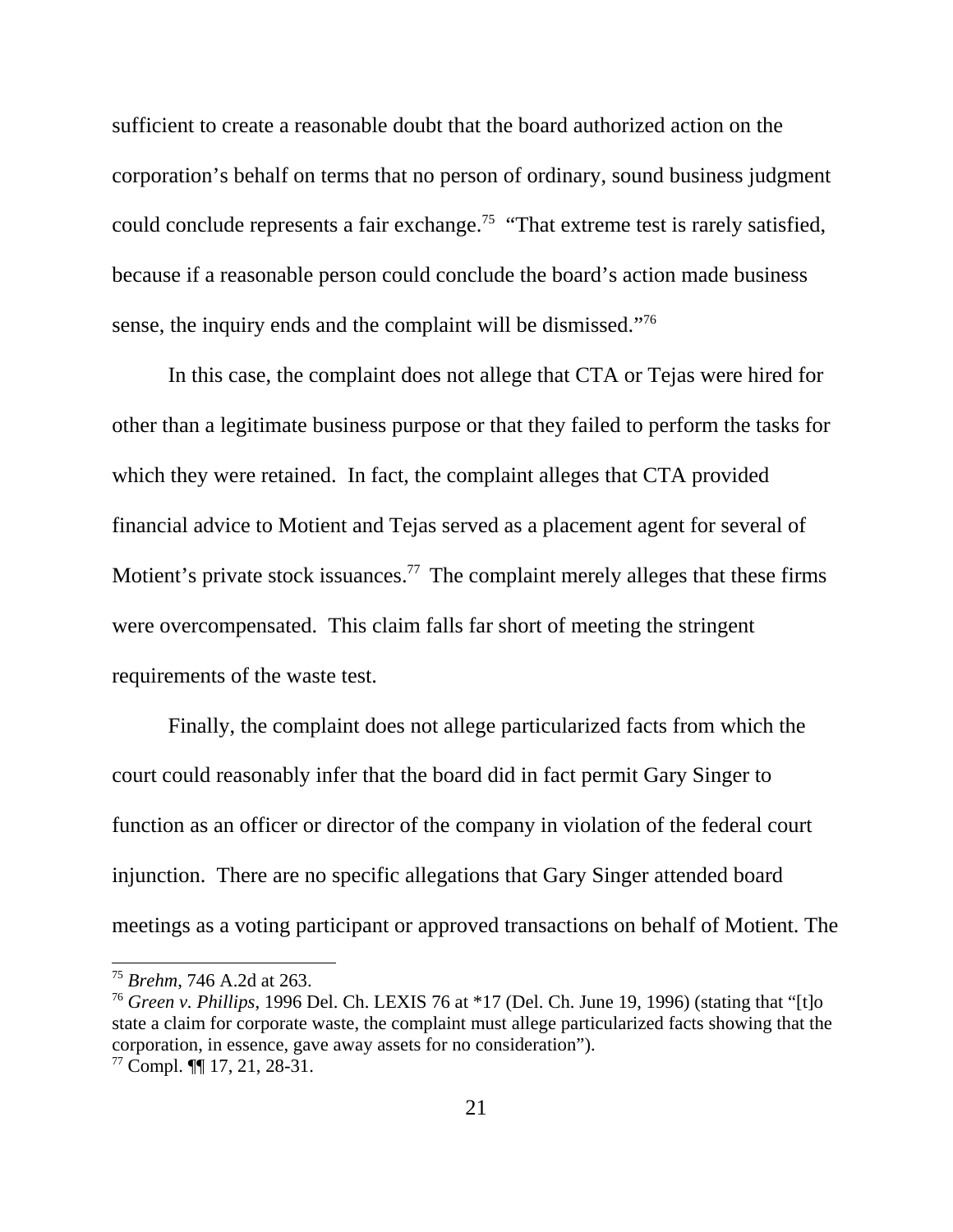sufficient to create a reasonable doubt that the board authorized action on the corporation's behalf on terms that no person of ordinary, sound business judgment could conclude represents a fair exchange.[75] "That extreme test is rarely satisfied, because if a reasonable person could conclude the board's action made business sense, the inquiry ends and the complaint will be dismissed."[76]

In this case, the complaint does not allege that CTA or Tejas were hired for other than a legitimate business purpose or that they failed to perform the tasks for which they were retained. In fact, the complaint alleges that CTA provided financial advice to Motient and Tejas served as a placement agent for several of Motient's private stock issuances.[77] The complaint merely alleges that these firms were overcompensated. This claim falls far short of meeting the stringent requirements of the waste test.

Finally, the complaint does not allege particularized facts from which the court could reasonably infer that the board did in fact permit Gary Singer to function as an officer or director of the company in violation of the federal court injunction. There are no specific allegations that Gary Singer attended board meetings as a voting participant or approved transactions on behalf of Motient. The

---

[75] *Brehm*, 746 A.2d at 263.

[76] *Green v. Phillips*, 1996 Del. Ch. LEXIS 76 at *17 (Del. Ch. June 19, 1996) (stating that "[t]o state a claim for corporate waste, the complaint must allege particularized facts showing that the corporation, in essence, gave away assets for no consideration").

[77] Compl. ¶¶ 17, 21, 28-31.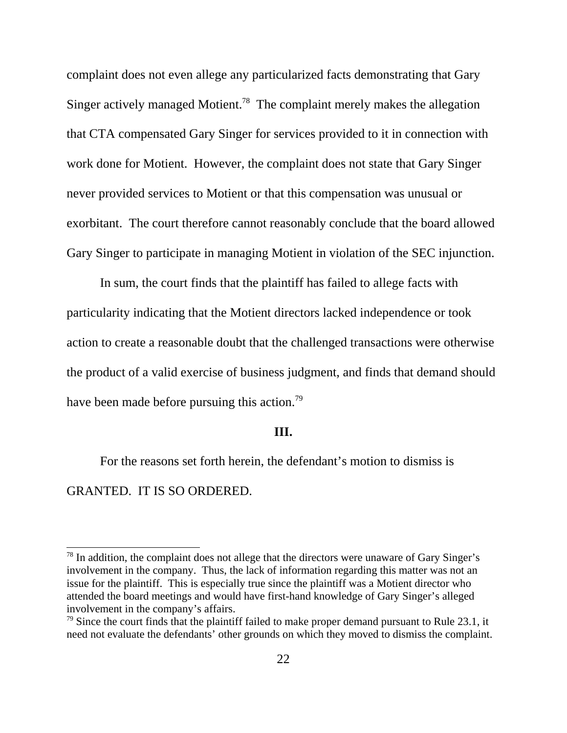complaint does not even allege any particularized facts demonstrating that Gary Singer actively managed Motient.[78] The complaint merely makes the allegation that CTA compensated Gary Singer for services provided to it in connection with work done for Motient. However, the complaint does not state that Gary Singer never provided services to Motient or that this compensation was unusual or exorbitant. The court therefore cannot reasonably conclude that the board allowed Gary Singer to participate in managing Motient in violation of the SEC injunction.

In sum, the court finds that the plaintiff has failed to allege facts with particularity indicating that the Motient directors lacked independence or took action to create a reasonable doubt that the challenged transactions were otherwise the product of a valid exercise of business judgment, and finds that demand should have been made before pursuing this action.[79]

## III.

For the reasons set forth herein, the defendant's motion to dismiss is GRANTED. IT IS SO ORDERED.

---

[78] In addition, the complaint does not allege that the directors were unaware of Gary Singer's involvement in the company. Thus, the lack of information regarding this matter was not an issue for the plaintiff. This is especially true since the plaintiff was a Motient director who attended the board meetings and would have first-hand knowledge of Gary Singer's alleged involvement in the company's affairs.

[79] Since the court finds that the plaintiff failed to make proper demand pursuant to Rule 23.1, it need not evaluate the defendants' other grounds on which they moved to dismiss the complaint.